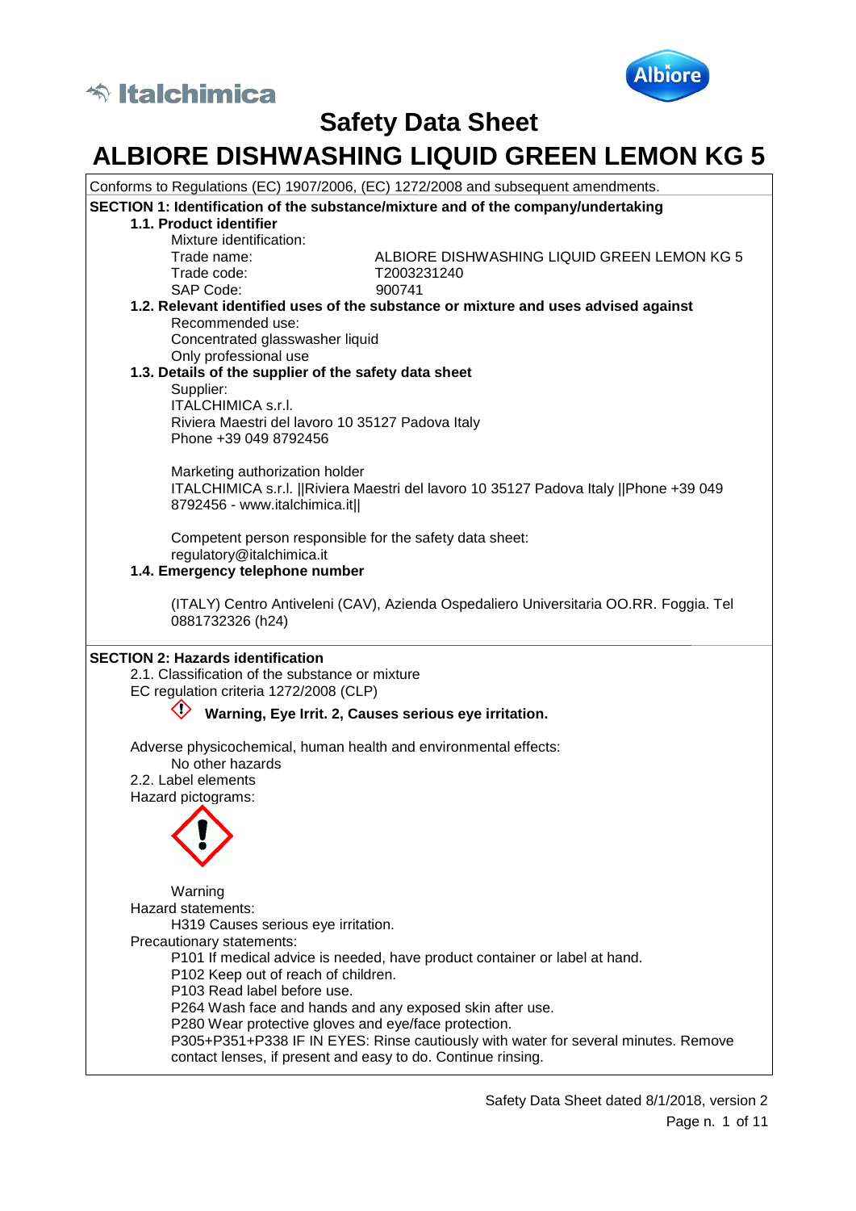# Safety Data Sheet

# ALBIORE DISHWASHING LIQUID GREEN LEMON KG 5

Conforms to Regulations (EC) 1907/2006, (EC) 1272/2008 and subsequent amendments.

## SECTION 1: Identification of the substance/mixture and of the company/undertaking

### 1.1. Product identifier

Mixture identification:

Trade name: ALBIORE DISHWASHING LIQUID GREEN LEMON KG 5
Trade code: T2003231240
SAP Code: 900741

### 1.2. Relevant identified uses of the substance or mixture and uses advised against

Recommended use:
Concentrated glasswasher liquid
Only professional use

### 1.3. Details of the supplier of the safety data sheet

Supplier:
ITALCHIMICA s.r.l.
Riviera Maestri del lavoro 10 35127 Padova Italy
Phone +39 049 8792456

Marketing authorization holder
ITALCHIMICA s.r.l. ||Riviera Maestri del lavoro 10 35127 Padova Italy ||Phone +39 049 8792456 - www.italchimica.it||

Competent person responsible for the safety data sheet:
regulatory@italchimica.it

### 1.4. Emergency telephone number

(ITALY) Centro Antiveleni (CAV), Azienda Ospedaliero Universitaria OO.RR. Foggia. Tel 0881732326 (h24)

## SECTION 2: Hazards identification

2.1. Classification of the substance or mixture
EC regulation criteria 1272/2008 (CLP)

**Warning, Eye Irrit. 2, Causes serious eye irritation.**

Adverse physicochemical, human health and environmental effects:
No other hazards

2.2. Label elements
Hazard pictograms:

Warning

Hazard statements:
H319 Causes serious eye irritation.

Precautionary statements:
P101 If medical advice is needed, have product container or label at hand.
P102 Keep out of reach of children.
P103 Read label before use.
P264 Wash face and hands and any exposed skin after use.
P280 Wear protective gloves and eye/face protection.
P305+P351+P338 IF IN EYES: Rinse cautiously with water for several minutes. Remove contact lenses, if present and easy to do. Continue rinsing.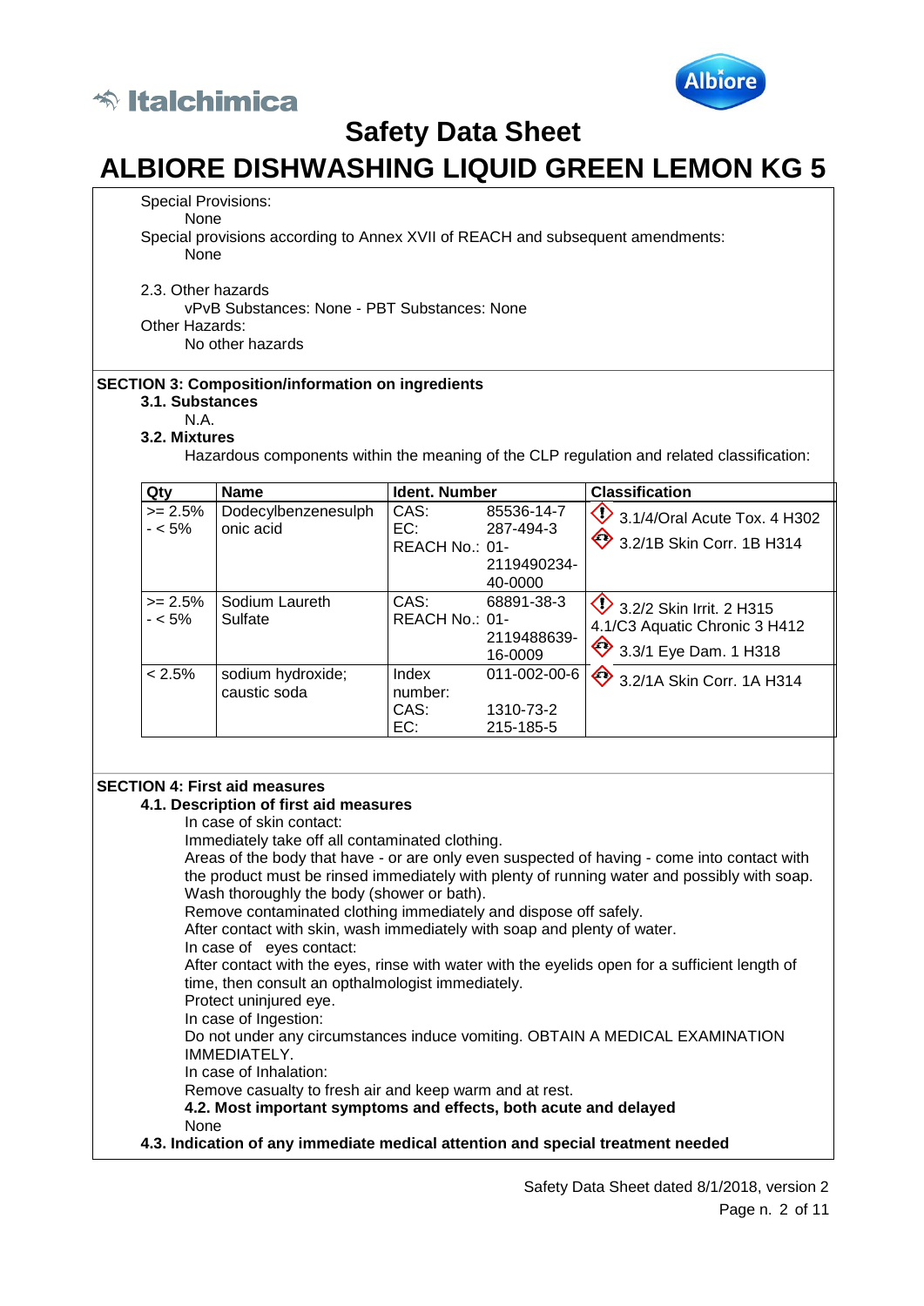Special Provisions:

None

Special provisions according to Annex XVII of REACH and subsequent amendments:

None

2.3. Other hazards

vPvB Substances: None - PBT Substances: None

Other Hazards:

No other hazards

**SECTION 3: Composition/information on ingredients**

**3.1. Substances**

N.A.

**3.2. Mixtures**

Hazardous components within the meaning of the CLP regulation and related classification:

| Qty | Name | Ident. Number | | Classification |
|---|---|---|---|---|
| >= 2.5% - < 5% | Dodecylbenzenesulphonic acid | CAS:<br>EC:<br>REACH No.: | 85536-14-7<br>287-494-3<br>01-2119490234-40-0000 | 3.1/4/Oral Acute Tox. 4 H302<br>3.2/1B Skin Corr. 1B H314 |
| >= 2.5% - < 5% | Sodium Laureth Sulfate | CAS:<br>REACH No.: | 68891-38-3<br>01-2119488639-16-0009 | 3.2/2 Skin Irrit. 2 H315<br>4.1/C3 Aquatic Chronic 3 H412<br>3.3/1 Eye Dam. 1 H318 |
| < 2.5% | sodium hydroxide; caustic soda | Index number:<br>CAS:<br>EC: | 011-002-00-6<br>1310-73-2<br>215-185-5 | 3.2/1A Skin Corr. 1A H314 |

**SECTION 4: First aid measures**

**4.1. Description of first aid measures**

In case of skin contact:

Immediately take off all contaminated clothing.

Areas of the body that have - or are only even suspected of having - come into contact with the product must be rinsed immediately with plenty of running water and possibly with soap.

Wash thoroughly the body (shower or bath).

Remove contaminated clothing immediately and dispose off safely.

After contact with skin, wash immediately with soap and plenty of water.

In case of eyes contact:

After contact with the eyes, rinse with water with the eyelids open for a sufficient length of time, then consult an opthalmologist immediately.

Protect uninjured eye.

In case of Ingestion:

Do not under any circumstances induce vomiting. OBTAIN A MEDICAL EXAMINATION IMMEDIATELY.

In case of Inhalation:

Remove casualty to fresh air and keep warm and at rest.

**4.2. Most important symptoms and effects, both acute and delayed**

None

**4.3. Indication of any immediate medical attention and special treatment needed**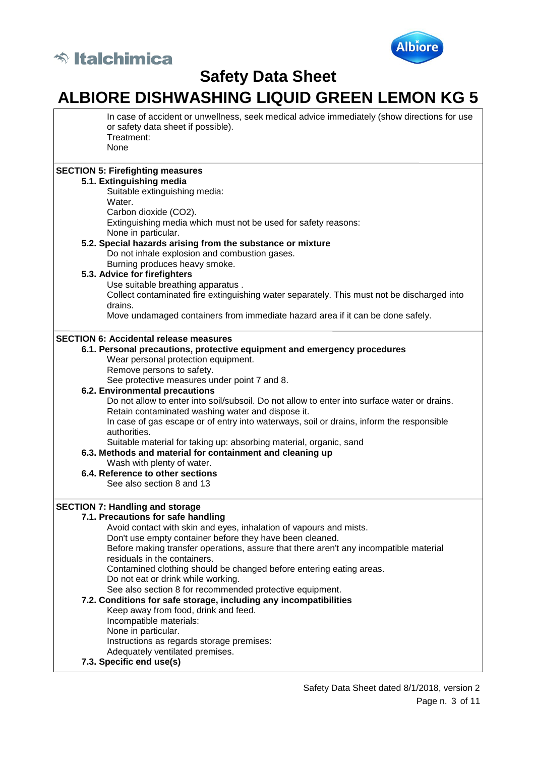In case of accident or unwellness, seek medical advice immediately (show directions for use or safety data sheet if possible).
Treatment:
None

## SECTION 5: Firefighting measures

### 5.1. Extinguishing media

Suitable extinguishing media:
Water.
Carbon dioxide ($CO_2$).
Extinguishing media which must not be used for safety reasons:
None in particular.

### 5.2. Special hazards arising from the substance or mixture

Do not inhale explosion and combustion gases.
Burning produces heavy smoke.

### 5.3. Advice for firefighters

Use suitable breathing apparatus .
Collect contaminated fire extinguishing water separately. This must not be discharged into drains.
Move undamaged containers from immediate hazard area if it can be done safely.

## SECTION 6: Accidental release measures

### 6.1. Personal precautions, protective equipment and emergency procedures

Wear personal protection equipment.
Remove persons to safety.
See protective measures under point 7 and 8.

### 6.2. Environmental precautions

Do not allow to enter into soil/subsoil. Do not allow to enter into surface water or drains.
Retain contaminated washing water and dispose it.
In case of gas escape or of entry into waterways, soil or drains, inform the responsible authorities.
Suitable material for taking up: absorbing material, organic, sand

### 6.3. Methods and material for containment and cleaning up

Wash with plenty of water.

### 6.4. Reference to other sections

See also section 8 and 13

## SECTION 7: Handling and storage

### 7.1. Precautions for safe handling

Avoid contact with skin and eyes, inhalation of vapours and mists.
Don't use empty container before they have been cleaned.
Before making transfer operations, assure that there aren't any incompatible material residuals in the containers.
Contamined clothing should be changed before entering eating areas.
Do not eat or drink while working.
See also section 8 for recommended protective equipment.

### 7.2. Conditions for safe storage, including any incompatibilities

Keep away from food, drink and feed.
Incompatible materials:
None in particular.
Instructions as regards storage premises:
Adequately ventilated premises.

### 7.3. Specific end use(s)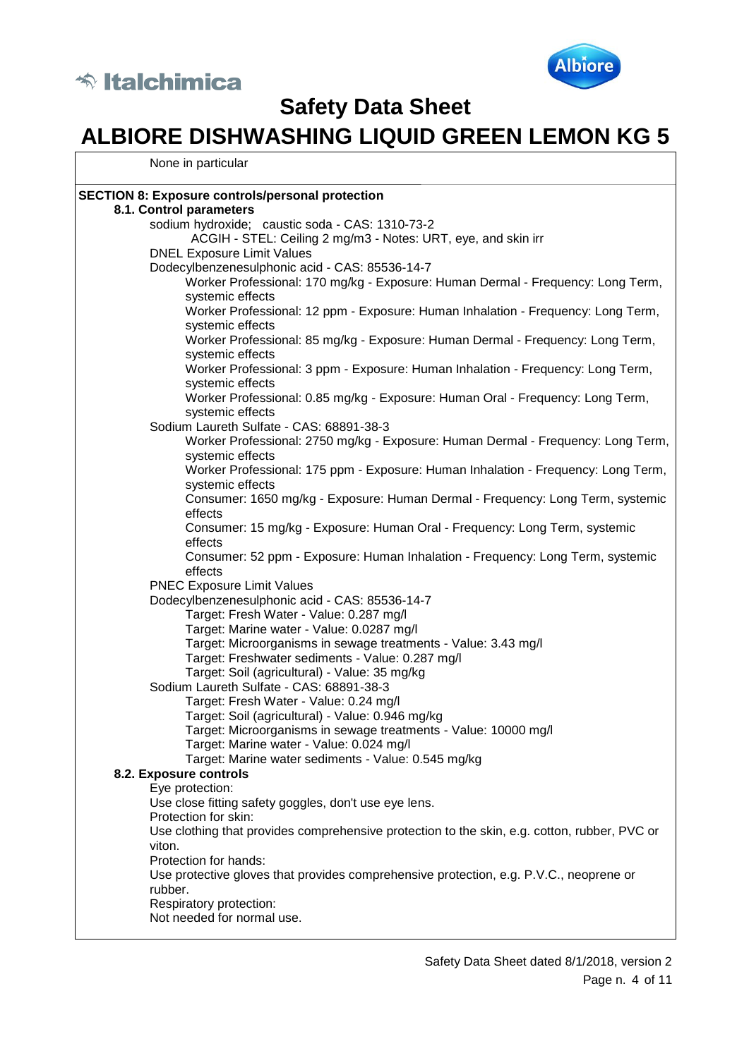None in particular

**SECTION 8: Exposure controls/personal protection**

**8.1. Control parameters**

sodium hydroxide; caustic soda - CAS: 1310-73-2
ACGIH - STEL: Ceiling 2 mg/m3 - Notes: URT, eye, and skin irr

DNEL Exposure Limit Values

Dodecylbenzenesulphonic acid - CAS: 85536-14-7
- Worker Professional: 170 mg/kg - Exposure: Human Dermal - Frequency: Long Term, systemic effects
- Worker Professional: 12 ppm - Exposure: Human Inhalation - Frequency: Long Term, systemic effects
- Worker Professional: 85 mg/kg - Exposure: Human Dermal - Frequency: Long Term, systemic effects
- Worker Professional: 3 ppm - Exposure: Human Inhalation - Frequency: Long Term, systemic effects
- Worker Professional: 0.85 mg/kg - Exposure: Human Oral - Frequency: Long Term, systemic effects

Sodium Laureth Sulfate - CAS: 68891-38-3
- Worker Professional: 2750 mg/kg - Exposure: Human Dermal - Frequency: Long Term, systemic effects
- Worker Professional: 175 ppm - Exposure: Human Inhalation - Frequency: Long Term, systemic effects
- Consumer: 1650 mg/kg - Exposure: Human Dermal - Frequency: Long Term, systemic effects
- Consumer: 15 mg/kg - Exposure: Human Oral - Frequency: Long Term, systemic effects
- Consumer: 52 ppm - Exposure: Human Inhalation - Frequency: Long Term, systemic effects

PNEC Exposure Limit Values

Dodecylbenzenesulphonic acid - CAS: 85536-14-7
- Target: Fresh Water - Value: 0.287 mg/l
- Target: Marine water - Value: 0.0287 mg/l
- Target: Microorganisms in sewage treatments - Value: 3.43 mg/l
- Target: Freshwater sediments - Value: 0.287 mg/l
- Target: Soil (agricultural) - Value: 35 mg/kg

Sodium Laureth Sulfate - CAS: 68891-38-3
- Target: Fresh Water - Value: 0.24 mg/l
- Target: Soil (agricultural) - Value: 0.946 mg/kg
- Target: Microorganisms in sewage treatments - Value: 10000 mg/l
- Target: Marine water - Value: 0.024 mg/l
- Target: Marine water sediments - Value: 0.545 mg/kg

**8.2. Exposure controls**

Eye protection:
Use close fitting safety goggles, don't use eye lens.

Protection for skin:
Use clothing that provides comprehensive protection to the skin, e.g. cotton, rubber, PVC or viton.

Protection for hands:
Use protective gloves that provides comprehensive protection, e.g. P.V.C., neoprene or rubber.

Respiratory protection:
Not needed for normal use.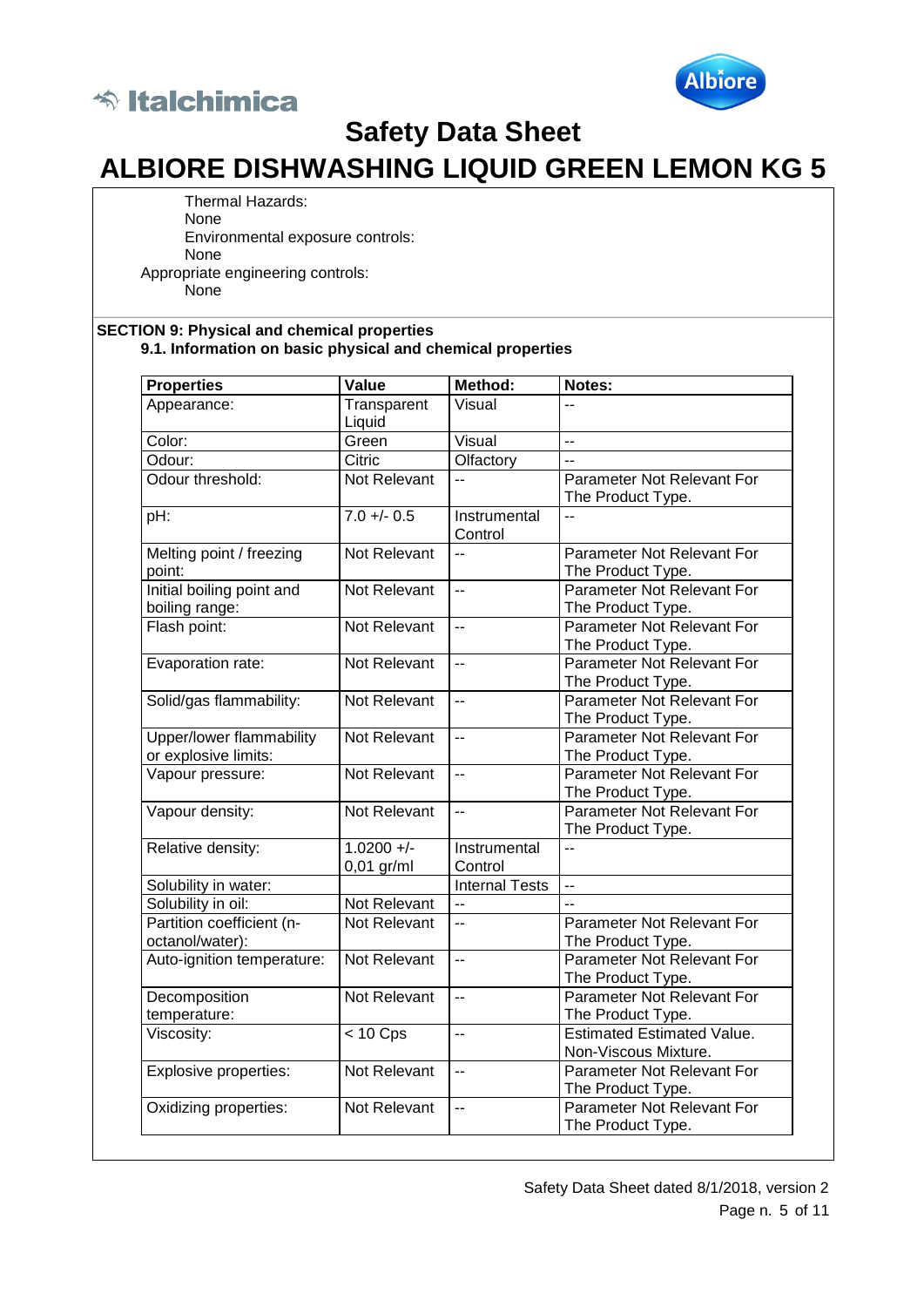Thermal Hazards:
None
Environmental exposure controls:
None
Appropriate engineering controls:
None

## SECTION 9: Physical and chemical properties

### 9.1. Information on basic physical and chemical properties

| Properties | Value | Method: | Notes: |
|---|---|---|---|
| Appearance: | Transparent Liquid | Visual | -- |
| Color: | Green | Visual | -- |
| Odour: | Citric | Olfactory | -- |
| Odour threshold: | Not Relevant | -- | Parameter Not Relevant For The Product Type. |
| pH: | 7.0 +/- 0.5 | Instrumental Control | -- |
| Melting point / freezing point: | Not Relevant | -- | Parameter Not Relevant For The Product Type. |
| Initial boiling point and boiling range: | Not Relevant | -- | Parameter Not Relevant For The Product Type. |
| Flash point: | Not Relevant | -- | Parameter Not Relevant For The Product Type. |
| Evaporation rate: | Not Relevant | -- | Parameter Not Relevant For The Product Type. |
| Solid/gas flammability: | Not Relevant | -- | Parameter Not Relevant For The Product Type. |
| Upper/lower flammability or explosive limits: | Not Relevant | -- | Parameter Not Relevant For The Product Type. |
| Vapour pressure: | Not Relevant | -- | Parameter Not Relevant For The Product Type. |
| Vapour density: | Not Relevant | -- | Parameter Not Relevant For The Product Type. |
| Relative density: | 1.0200 +/- 0,01 gr/ml | Instrumental Control | -- |
| Solubility in water: | | Internal Tests | -- |
| Solubility in oil: | Not Relevant | -- | -- |
| Partition coefficient (n-octanol/water): | Not Relevant | -- | Parameter Not Relevant For The Product Type. |
| Auto-ignition temperature: | Not Relevant | -- | Parameter Not Relevant For The Product Type. |
| Decomposition temperature: | Not Relevant | -- | Parameter Not Relevant For The Product Type. |
| Viscosity: | < 10 Cps | -- | Estimated Estimated Value. Non-Viscous Mixture. |
| Explosive properties: | Not Relevant | -- | Parameter Not Relevant For The Product Type. |
| Oxidizing properties: | Not Relevant | -- | Parameter Not Relevant For The Product Type. |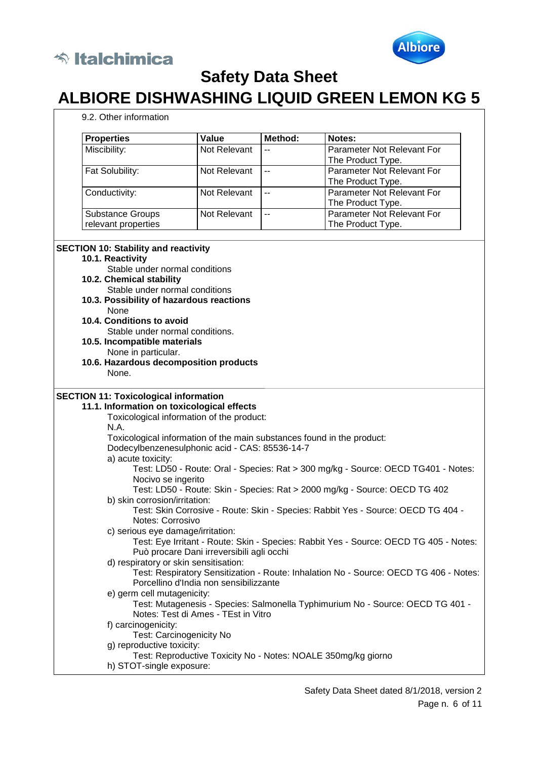9.2. Other information

| Properties | Value | Method: | Notes: |
|---|---|---|---|
| Miscibility: | Not Relevant | -- | Parameter Not Relevant For The Product Type. |
| Fat Solubility: | Not Relevant | -- | Parameter Not Relevant For The Product Type. |
| Conductivity: | Not Relevant | -- | Parameter Not Relevant For The Product Type. |
| Substance Groups relevant properties | Not Relevant | -- | Parameter Not Relevant For The Product Type. |

## SECTION 10: Stability and reactivity

**10.1. Reactivity**

Stable under normal conditions

**10.2. Chemical stability**

Stable under normal conditions

**10.3. Possibility of hazardous reactions**

None

**10.4. Conditions to avoid**

Stable under normal conditions.

**10.5. Incompatible materials**

None in particular.

**10.6. Hazardous decomposition products**

None.

## SECTION 11: Toxicological information

**11.1. Information on toxicological effects**

Toxicological information of the product:

N.A.

Toxicological information of the main substances found in the product:

Dodecylbenzenesulphonic acid - CAS: 85536-14-7

a) acute toxicity:

Test: LD50 - Route: Oral - Species: Rat > 300 mg/kg - Source: OECD TG401 - Notes: Nocivo se ingerito

Test: LD50 - Route: Skin - Species: Rat > 2000 mg/kg - Source: OECD TG 402

b) skin corrosion/irritation:

Test: Skin Corrosive - Route: Skin - Species: Rabbit Yes - Source: OECD TG 404 - Notes: Corrosivo

c) serious eye damage/irritation:

Test: Eye Irritant - Route: Skin - Species: Rabbit Yes - Source: OECD TG 405 - Notes: Può procare Dani irreversibili agli occhi

d) respiratory or skin sensitisation:

Test: Respiratory Sensitization - Route: Inhalation No - Source: OECD TG 406 - Notes: Porcellino d'India non sensibilizzante

e) germ cell mutagenicity:

Test: Mutagenesis - Species: Salmonella Typhimurium No - Source: OECD TG 401 - Notes: Test di Ames - TEst in Vitro

f) carcinogenicity:

Test: Carcinogenicity No

g) reproductive toxicity:

Test: Reproductive Toxicity No - Notes: NOALE 350mg/kg giorno

h) STOT-single exposure: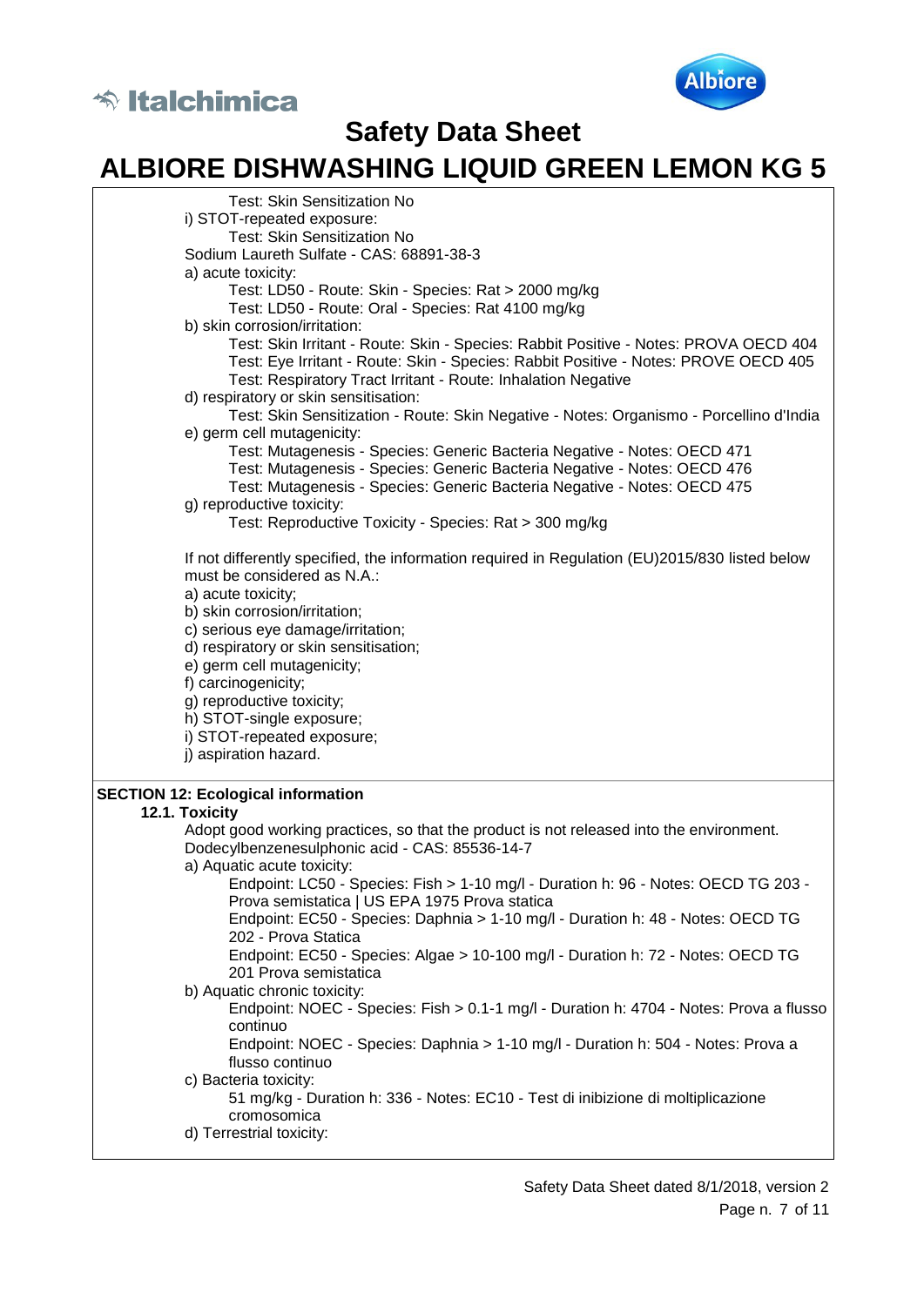Test: Skin Sensitization No

i) STOT-repeated exposure:

Test: Skin Sensitization No

Sodium Laureth Sulfate - CAS: 68891-38-3

a) acute toxicity:

Test: LD50 - Route: Skin - Species: Rat > 2000 mg/kg

Test: LD50 - Route: Oral - Species: Rat 4100 mg/kg

b) skin corrosion/irritation:

Test: Skin Irritant - Route: Skin - Species: Rabbit Positive - Notes: PROVA OECD 404

Test: Eye Irritant - Route: Skin - Species: Rabbit Positive - Notes: PROVE OECD 405

Test: Respiratory Tract Irritant - Route: Inhalation Negative

d) respiratory or skin sensitisation:

Test: Skin Sensitization - Route: Skin Negative - Notes: Organismo - Porcellino d'India

e) germ cell mutagenicity:

Test: Mutagenesis - Species: Generic Bacteria Negative - Notes: OECD 471

Test: Mutagenesis - Species: Generic Bacteria Negative - Notes: OECD 476

Test: Mutagenesis - Species: Generic Bacteria Negative - Notes: OECD 475

g) reproductive toxicity:

Test: Reproductive Toxicity - Species: Rat > 300 mg/kg

If not differently specified, the information required in Regulation (EU)2015/830 listed below must be considered as N.A.:

a) acute toxicity;
b) skin corrosion/irritation;
c) serious eye damage/irritation;
d) respiratory or skin sensitisation;
e) germ cell mutagenicity;
f) carcinogenicity;
g) reproductive toxicity;
h) STOT-single exposure;
i) STOT-repeated exposure;
j) aspiration hazard.

## SECTION 12: Ecological information

### 12.1. Toxicity

Adopt good working practices, so that the product is not released into the environment.

Dodecylbenzenesulphonic acid - CAS: 85536-14-7

a) Aquatic acute toxicity:

Endpoint: LC50 - Species: Fish > 1-10 mg/l - Duration h: 96 - Notes: OECD TG 203 - Prova semistatica | US EPA 1975 Prova statica

Endpoint: EC50 - Species: Daphnia > 1-10 mg/l - Duration h: 48 - Notes: OECD TG 202 - Prova Statica

Endpoint: EC50 - Species: Algae > 10-100 mg/l - Duration h: 72 - Notes: OECD TG 201 Prova semistatica

b) Aquatic chronic toxicity:

Endpoint: NOEC - Species: Fish > 0.1-1 mg/l - Duration h: 4704 - Notes: Prova a flusso continuo

Endpoint: NOEC - Species: Daphnia > 1-10 mg/l - Duration h: 504 - Notes: Prova a flusso continuo

c) Bacteria toxicity:

51 mg/kg - Duration h: 336 - Notes: EC10 - Test di inibizione di moltiplicazione cromosomica

d) Terrestrial toxicity: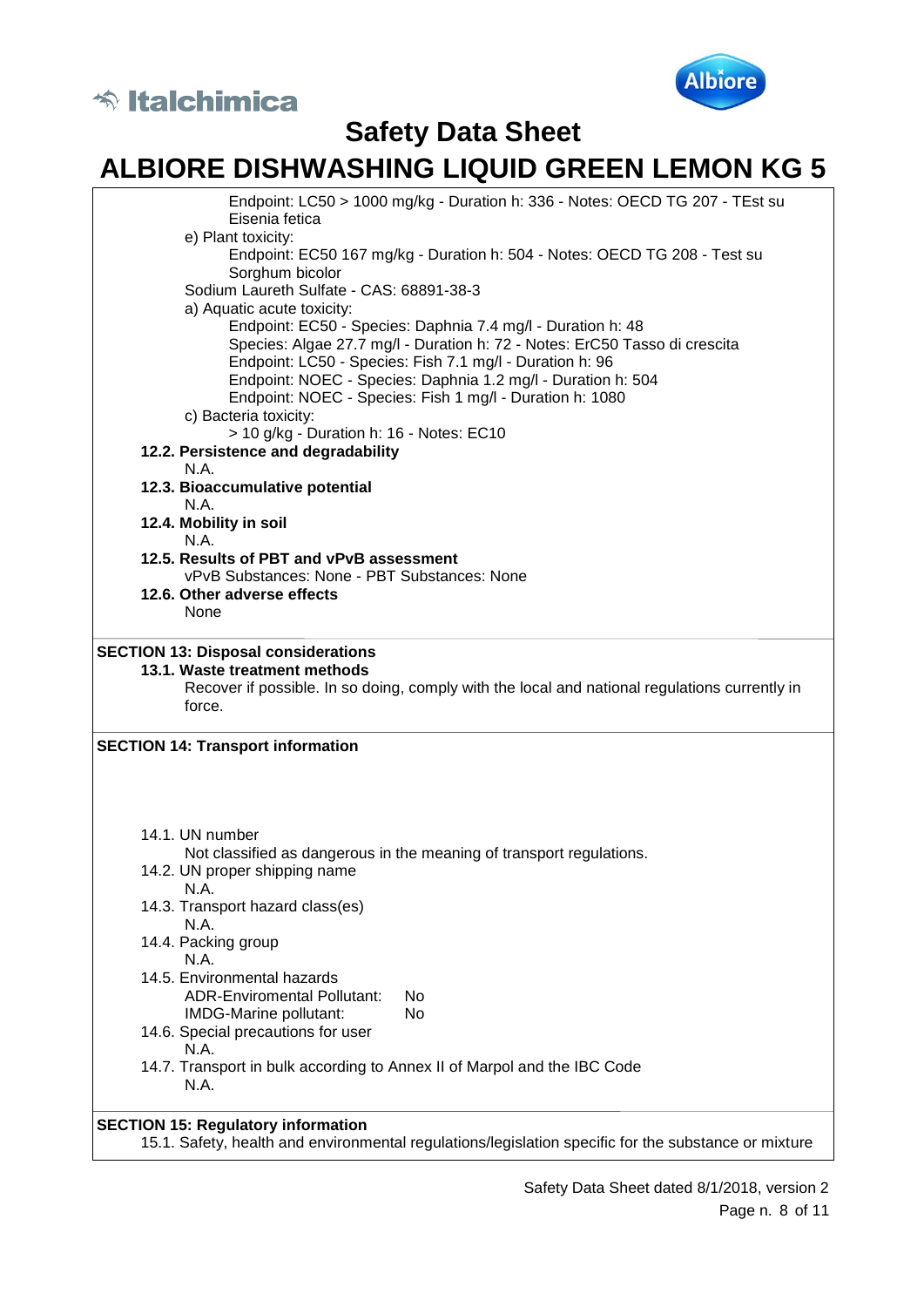Endpoint: LC50 > 1000 mg/kg - Duration h: 336 - Notes: OECD TG 207 - TEst su Eisenia fetica

e) Plant toxicity:

Endpoint: EC50 167 mg/kg - Duration h: 504 - Notes: OECD TG 208 - Test su Sorghum bicolor

Sodium Laureth Sulfate - CAS: 68891-38-3

a) Aquatic acute toxicity:

Endpoint: EC50 - Species: Daphnia 7.4 mg/l - Duration h: 48
Species: Algae 27.7 mg/l - Duration h: 72 - Notes: ErC50 Tasso di crescita
Endpoint: LC50 - Species: Fish 7.1 mg/l - Duration h: 96
Endpoint: NOEC - Species: Daphnia 1.2 mg/l - Duration h: 504
Endpoint: NOEC - Species: Fish 1 mg/l - Duration h: 1080

c) Bacteria toxicity:

> 10 g/kg - Duration h: 16 - Notes: EC10

**12.2. Persistence and degradability**

N.A.

**12.3. Bioaccumulative potential**

N.A.

**12.4. Mobility in soil**

N.A.

**12.5. Results of PBT and vPvB assessment**

vPvB Substances: None - PBT Substances: None

**12.6. Other adverse effects**

None

## SECTION 13: Disposal considerations

**13.1. Waste treatment methods**

Recover if possible. In so doing, comply with the local and national regulations currently in force.

## SECTION 14: Transport information

14.1. UN number

Not classified as dangerous in the meaning of transport regulations.

14.2. UN proper shipping name

N.A.

14.3. Transport hazard class(es)

N.A.

14.4. Packing group

N.A.

14.5. Environmental hazards

ADR-Enviromental Pollutant: No
IMDG-Marine pollutant: No

14.6. Special precautions for user

N.A.

14.7. Transport in bulk according to Annex II of Marpol and the IBC Code

N.A.

## SECTION 15: Regulatory information

15.1. Safety, health and environmental regulations/legislation specific for the substance or mixture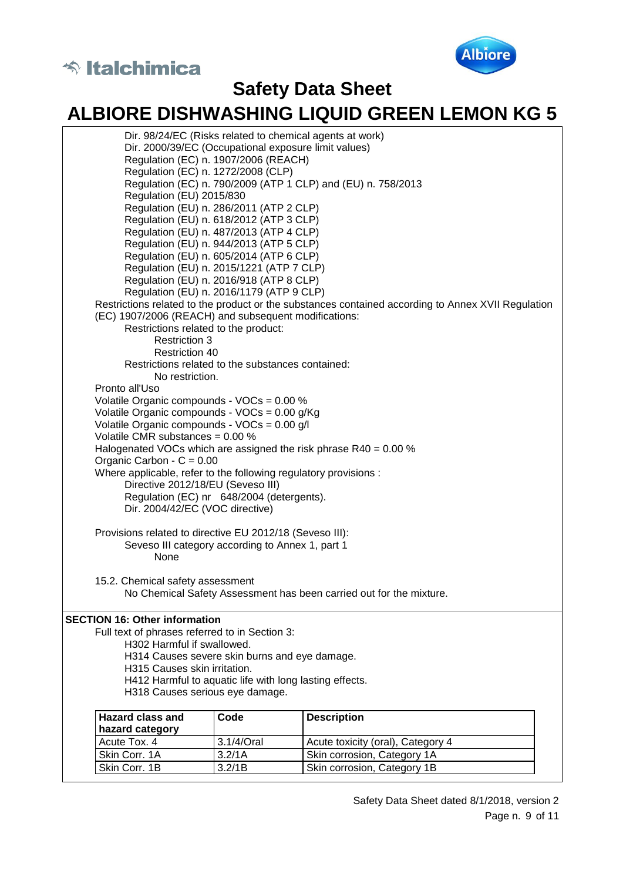Dir. 98/24/EC (Risks related to chemical agents at work)
Dir. 2000/39/EC (Occupational exposure limit values)
Regulation (EC) n. 1907/2006 (REACH)
Regulation (EC) n. 1272/2008 (CLP)
Regulation (EC) n. 790/2009 (ATP 1 CLP) and (EU) n. 758/2013
Regulation (EU) 2015/830
Regulation (EU) n. 286/2011 (ATP 2 CLP)
Regulation (EU) n. 618/2012 (ATP 3 CLP)
Regulation (EU) n. 487/2013 (ATP 4 CLP)
Regulation (EU) n. 944/2013 (ATP 5 CLP)
Regulation (EU) n. 605/2014 (ATP 6 CLP)
Regulation (EU) n. 2015/1221 (ATP 7 CLP)
Regulation (EU) n. 2016/918 (ATP 8 CLP)
Regulation (EU) n. 2016/1179 (ATP 9 CLP)

Restrictions related to the product or the substances contained according to Annex XVII Regulation (EC) 1907/2006 (REACH) and subsequent modifications:

Restrictions related to the product:
- Restriction 3
- Restriction 40

Restrictions related to the substances contained:
- No restriction.

Pronto all'Uso
Volatile Organic compounds - VOCs = 0.00 %
Volatile Organic compounds - VOCs = 0.00 g/Kg
Volatile Organic compounds - VOCs = 0.00 g/l
Volatile CMR substances = 0.00 %
Halogenated VOCs which are assigned the risk phrase R40 = 0.00 %
Organic Carbon - C = 0.00

Where applicable, refer to the following regulatory provisions :
Directive 2012/18/EU (Seveso III)
Regulation (EC) nr 648/2004 (detergents).
Dir. 2004/42/EC (VOC directive)

Provisions related to directive EU 2012/18 (Seveso III):
Seveso III category according to Annex 1, part 1
None

15.2. Chemical safety assessment
No Chemical Safety Assessment has been carried out for the mixture.

## SECTION 16: Other information

Full text of phrases referred to in Section 3:
- H302 Harmful if swallowed.
- H314 Causes severe skin burns and eye damage.
- H315 Causes skin irritation.
- H412 Harmful to aquatic life with long lasting effects.
- H318 Causes serious eye damage.

| Hazard class and hazard category | Code | Description |
|---|---|---|
| Acute Tox. 4 | 3.1/4/Oral | Acute toxicity (oral), Category 4 |
| Skin Corr. 1A | 3.2/1A | Skin corrosion, Category 1A |
| Skin Corr. 1B | 3.2/1B | Skin corrosion, Category 1B |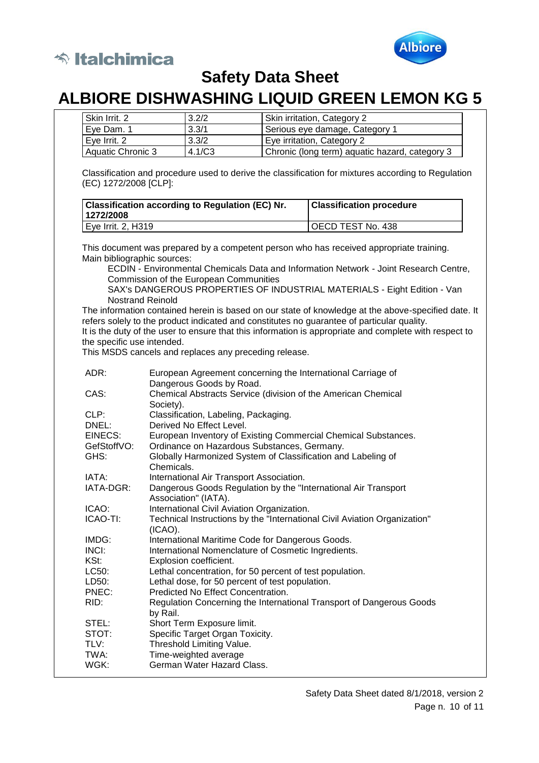| | | |
|---|---|---|
| Skin Irrit. 2 | 3.2/2 | Skin irritation, Category 2 |
| Eye Dam. 1 | 3.3/1 | Serious eye damage, Category 1 |
| Eye Irrit. 2 | 3.3/2 | Eye irritation, Category 2 |
| Aquatic Chronic 3 | 4.1/C3 | Chronic (long term) aquatic hazard, category 3 |

Classification and procedure used to derive the classification for mixtures according to Regulation (EC) 1272/2008 [CLP]:

| Classification according to Regulation (EC) Nr. 1272/2008 | Classification procedure |
|---|---|
| Eye Irrit. 2, H319 | OECD TEST No. 438 |

This document was prepared by a competent person who has received appropriate training.
Main bibliographic sources:

ECDIN - Environmental Chemicals Data and Information Network - Joint Research Centre, Commission of the European Communities

SAX's DANGEROUS PROPERTIES OF INDUSTRIAL MATERIALS - Eight Edition - Van Nostrand Reinold

The information contained herein is based on our state of knowledge at the above-specified date. It refers solely to the product indicated and constitutes no guarantee of particular quality.
It is the duty of the user to ensure that this information is appropriate and complete with respect to the specific use intended.
This MSDS cancels and replaces any preceding release.

| | |
|---|---|
| ADR: | European Agreement concerning the International Carriage of Dangerous Goods by Road. |
| CAS: | Chemical Abstracts Service (division of the American Chemical Society). |
| CLP: | Classification, Labeling, Packaging. |
| DNEL: | Derived No Effect Level. |
| EINECS: | European Inventory of Existing Commercial Chemical Substances. |
| GefStoffVO: | Ordinance on Hazardous Substances, Germany. |
| GHS: | Globally Harmonized System of Classification and Labeling of Chemicals. |
| IATA: | International Air Transport Association. |
| IATA-DGR: | Dangerous Goods Regulation by the "International Air Transport Association" (IATA). |
| ICAO: | International Civil Aviation Organization. |
| ICAO-TI: | Technical Instructions by the "International Civil Aviation Organization" (ICAO). |
| IMDG: | International Maritime Code for Dangerous Goods. |
| INCI: | International Nomenclature of Cosmetic Ingredients. |
| KSt: | Explosion coefficient. |
| LC50: | Lethal concentration, for 50 percent of test population. |
| LD50: | Lethal dose, for 50 percent of test population. |
| PNEC: | Predicted No Effect Concentration. |
| RID: | Regulation Concerning the International Transport of Dangerous Goods by Rail. |
| STEL: | Short Term Exposure limit. |
| STOT: | Specific Target Organ Toxicity. |
| TLV: | Threshold Limiting Value. |
| TWA: | Time-weighted average |
| WGK: | German Water Hazard Class. |